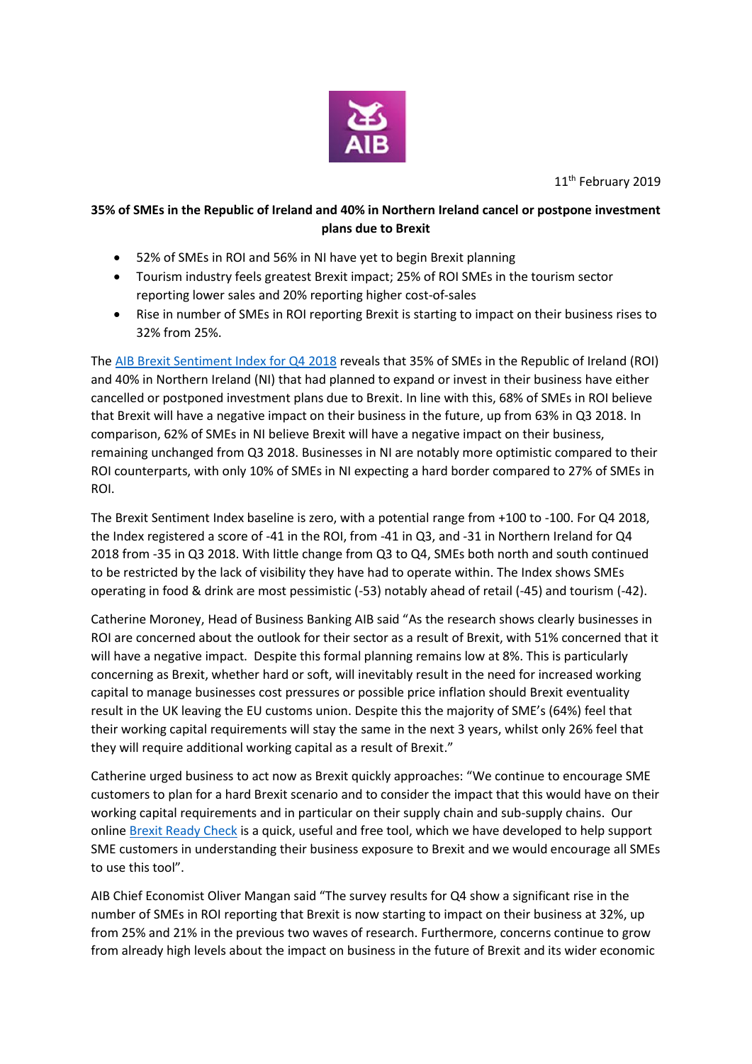11th February 2019

**35% of SMEs in the Republic of Ireland and 40% in Northern Ireland cancel or postpone investment plans due to Brexit**

- 52% of SMEs in ROI and 56% in NI have yet to begin Brexit planning
- Tourism industry feels greatest Brexit impact; 25% of ROI SMEs in the tourism sector reporting lower sales and 20% reporting higher cost-of-sales
- Rise in number of SMEs in ROI reporting Brexit is starting to impact on their business rises to 32% from 25%.

The AIB Brexit Sentiment Index for Q4 2018 reveals that 35% of SMEs in the Republic of Ireland (ROI) and 40% in Northern Ireland (NI) that had planned to expand or invest in their business have either cancelled or postponed investment plans due to Brexit. In line with this, 68% of SMEs in ROI believe that Brexit will have a negative impact on their business in the future, up from 63% in Q3 2018. In comparison, 62% of SMEs in NI believe Brexit will have a negative impact on their business, remaining unchanged from Q3 2018. Businesses in NI are notably more optimistic compared to their ROI counterparts, with only 10% of SMEs in NI expecting a hard border compared to 27% of SMEs in ROI.

The Brexit Sentiment Index baseline is zero, with a potential range from +100 to -100. For Q4 2018, the Index registered a score of -41 in the ROI, from -41 in Q3, and -31 in Northern Ireland for Q4 2018 from -35 in Q3 2018. With little change from Q3 to Q4, SMEs both north and south continued to be restricted by the lack of visibility they have had to operate within. The Index shows SMEs operating in food & drink are most pessimistic (-53) notably ahead of retail (-45) and tourism (-42).

Catherine Moroney, Head of Business Banking AIB said "As the research shows clearly businesses in ROI are concerned about the outlook for their sector as a result of Brexit, with 51% concerned that it will have a negative impact. Despite this formal planning remains low at 8%. This is particularly concerning as Brexit, whether hard or soft, will inevitably result in the need for increased working capital to manage businesses cost pressures or possible price inflation should Brexit eventuality result in the UK leaving the EU customs union. Despite this the majority of SME's (64%) feel that their working capital requirements will stay the same in the next 3 years, whilst only 26% feel that they will require additional working capital as a result of Brexit."

Catherine urged business to act now as Brexit quickly approaches: "We continue to encourage SME customers to plan for a hard Brexit scenario and to consider the impact that this would have on their working capital requirements and in particular on their supply chain and sub-supply chains. Our online Brexit Ready Check is a quick, useful and free tool, which we have developed to help support SME customers in understanding their business exposure to Brexit and we would encourage all SMEs to use this tool".

AIB Chief Economist Oliver Mangan said "The survey results for Q4 show a significant rise in the number of SMEs in ROI reporting that Brexit is now starting to impact on their business at 32%, up from 25% and 21% in the previous two waves of research. Furthermore, concerns continue to grow from already high levels about the impact on business in the future of Brexit and its wider economic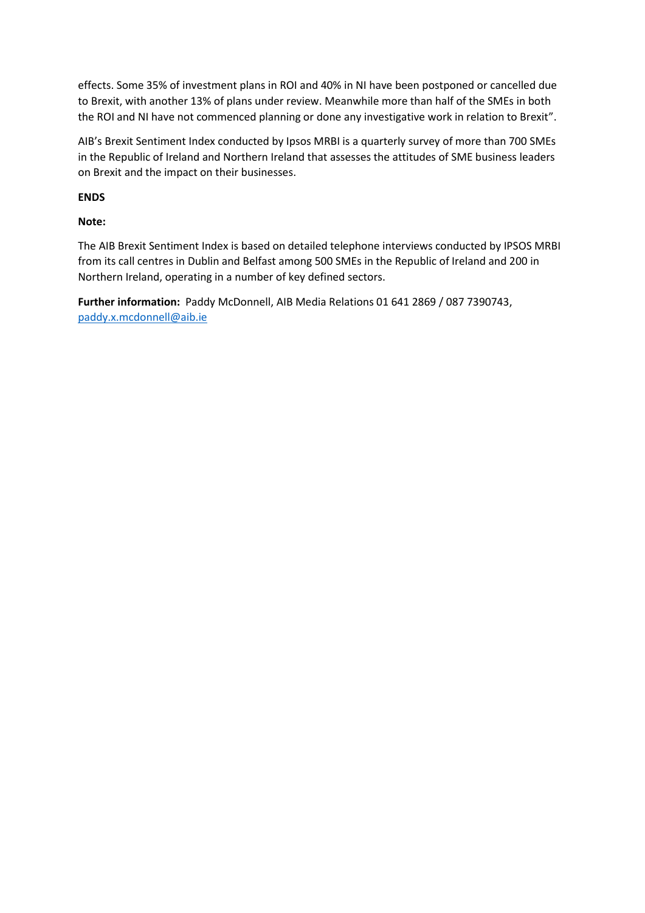effects. Some 35% of investment plans in ROI and 40% in NI have been postponed or cancelled due to Brexit, with another 13% of plans under review. Meanwhile more than half of the SMEs in both the ROI and NI have not commenced planning or done any investigative work in relation to Brexit".

AIB's Brexit Sentiment Index conducted by Ipsos MRBI is a quarterly survey of more than 700 SMEs in the Republic of Ireland and Northern Ireland that assesses the attitudes of SME business leaders on Brexit and the impact on their businesses.

**ENDS**

**Note:**

The AIB Brexit Sentiment Index is based on detailed telephone interviews conducted by IPSOS MRBI from its call centres in Dublin and Belfast among 500 SMEs in the Republic of Ireland and 200 in Northern Ireland, operating in a number of key defined sectors.

**Further information:** Paddy McDonnell, AIB Media Relations 01 641 2869 / 087 7390743, [paddy.x.mcdonnell@aib.ie](mailto:paddy.x.mcdonnell@aib.ie)